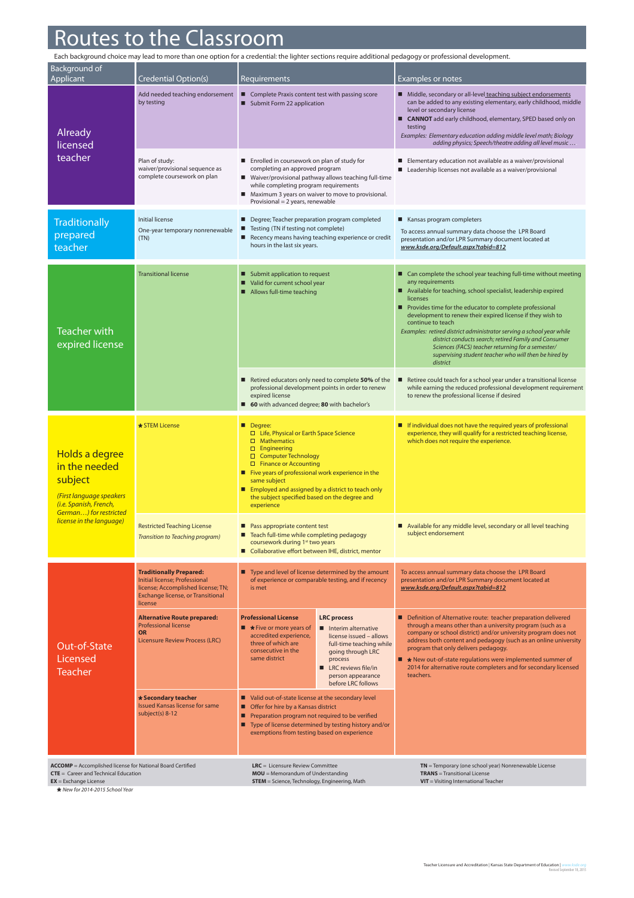# Routes to the Classroom

Each background choice may lead to more than one option for a credential: the lighter sections require additional pedagogy or professional development.

| Background of Applicant | Credential Option(s) | Requirements | Examples or notes |
|---|---|---|---|
| Already licensed teacher | Add needed teaching endorsement by testing | ■ Complete Praxis content test with passing score<br>■ Submit Form 22 application | ■ Middle, secondary or all-level teaching subject endorsements can be added to any existing elementary, early childhood, middle level or secondary license<br>■ **CANNOT** add early childhood, elementary, SPED based only on testing<br>*Examples: Elementary education adding middle level math; Biology adding physics; Speech/theatre adding all level music …* |
| | Plan of study: waiver/provisional sequence as complete coursework on plan | ■ Enrolled in coursework on plan of study for completing an approved program<br>■ Waiver/provisional pathway allows teaching full-time while completing program requirements<br>■ Maximum 3 years on waiver to move to provisional. Provisional = 2 years, renewable | ■ Elementary education not available as a waiver/provisional<br>■ Leadership licenses not available as a waiver/provisional |
| Traditionally prepared teacher | Initial license<br>One-year temporary nonrenewable (TN) | ■ Degree; Teacher preparation program completed<br>■ Testing (TN if testing not complete)<br>■ Recency means having teaching experience or credit hours in the last six years. | ■ Kansas program completers<br>To access annual summary data choose the LPR Board presentation and/or LPR Summary document located at *www.ksde.org/Default.aspx?tabid=812* |
| Teacher with expired license | Transitional license | ■ Submit application to request<br>■ Valid for current school year<br>■ Allows full-time teaching | ■ Can complete the school year teaching full-time without meeting any requirements<br>■ Available for teaching, school specialist, leadership expired licenses<br>■ Provides time for the educator to complete professional development to renew their expired license if they wish to continue to teach<br>*Examples: retired district administrator serving a school year while district conducts search; retired Family and Consumer Sciences (FACS) teacher returning for a semester/ supervising student teacher who will then be hired by district* |
| | | ■ Retired educators only need to complete **50%** of the professional development points in order to renew expired license<br>■ **60** with advanced degree; **80** with bachelor's | ■ Retiree could teach for a school year under a transitional license while earning the reduced professional development requirement to renew the professional license if desired |
| Holds a degree in the needed subject<br>*(First language speakers (i.e. Spanish, French, German…) for restricted license in the language)* | ★ STEM License | ■ Degree:<br>□ Life, Physical or Earth Space Science<br>□ Mathematics<br>□ Engineering<br>□ Computer Technology<br>□ Finance or Accounting<br>■ Five years of professional work experience in the same subject<br>■ Employed and assigned by a district to teach only the subject specified based on the degree and experience | ■ If individual does not have the required years of professional experience, they will qualify for a restricted teaching license, which does not require the experience. |
| | Restricted Teaching License<br>*Transition to Teaching program)* | ■ Pass appropriate content test<br>■ Teach full-time while completing pedagogy coursework during 1st two years<br>■ Collaborative effort between IHE, district, mentor | ■ Available for any middle level, secondary or all level teaching subject endorsement |
| Out-of-State Licensed Teacher | **Traditionally Prepared:** Initial license; Professional license; Accomplished license; TN; Exchange license, or Transitional license | ■ Type and level of license determined by the amount of experience or comparable testing, and if recency is met | To access annual summary data choose the LPR Board presentation and/or LPR Summary document located at *www.ksde.org/Default.aspx?tabid=812* |
| | **Alternative Route prepared:** Professional license **OR** Licensure Review Process (LRC) | **Professional License**<br>■ ★ Five or more years of accredited experience, three of which are consecutive in the same district<br><br>**LRC process**<br>■ Interim alternative license issued – allows full-time teaching while going through LRC process<br>■ LRC reviews file/in person appearance before LRC follows | ■ Definition of Alternative route: teacher preparation delivered through a means other than a university program (such as a company or school district) and/or university program does not address both content and pedagogy (such as an online university program that only delivers pedagogy.<br>■ ★ New out-of-state regulations were implemented summer of 2014 for alternative route completers and for secondary licensed teachers. |
| | **★ Secondary teacher** Issued Kansas license for same subject(s) 8-12 | ■ Valid out-of-state license at the secondary level<br>■ Offer for hire by a Kansas district<br>■ Preparation program not required to be verified<br>■ Type of license determined by testing history and/or exemptions from testing based on experience | |

**ACCOMP** = Accomplished license for National Board Certified
**CTE** = Career and Technical Education
**EX** = Exchange License
**LRC** = Licensure Review Committee
**MOU** = Memorandum of Understanding
**STEM** = Science, Technology, Engineering, Math
**TN** = Temporary (one school year) Nonrenewable License
**TRANS** = Transitional License
**VIT** = Visiting International Teacher

★ *New for 2014-2015 School Year*

Teacher Licensure and Accreditation | Kansas State Department of Education | www.ksde.org
Revised September 16, 2015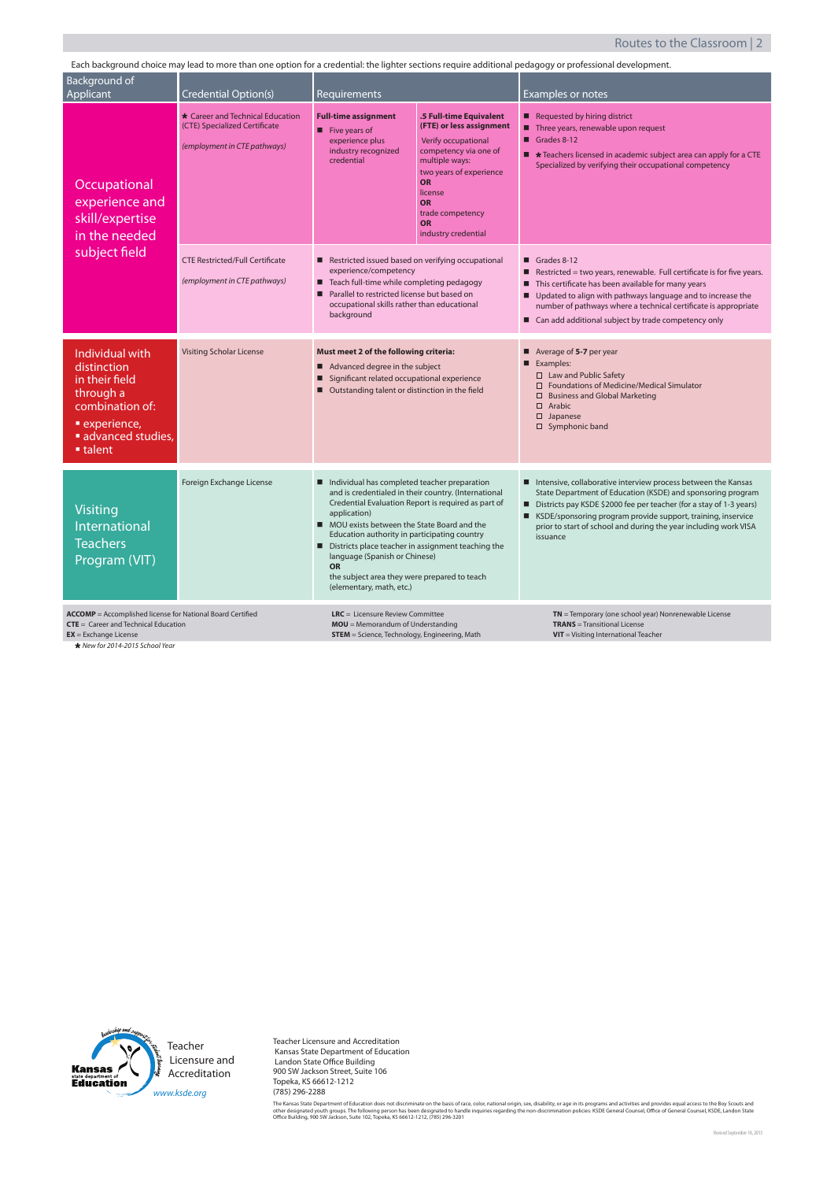Each background choice may lead to more than one option for a credential: the lighter sections require additional pedagogy or professional development.

| Background of Applicant | Credential Option(s) | Requirements | | Examples or notes |
|---|---|---|---|---|
| Occupational experience and skill/expertise in the needed subject field | ★ Career and Technical Education (CTE) Specialized Certificate *(employment in CTE pathways)* | **Full-time assignment** ■ Five years of experience plus industry recognized credential | **.5 Full-time Equivalent (FTE) or less assignment** Verify occupational competency via one of multiple ways: two years of experience **OR** license **OR** trade competency **OR** industry credential | ■ Requested by hiring district ■ Three years, renewable upon request ■ Grades 8-12 ■ ★ Teachers licensed in academic subject area can apply for a CTE Specialized by verifying their occupational competency |
| | CTE Restricted/Full Certificate *(employment in CTE pathways)* | ■ Restricted issued based on verifying occupational experience/competency ■ Teach full-time while completing pedagogy ■ Parallel to restricted license but based on occupational skills rather than educational background | | ■ Grades 8-12 ■ Restricted = two years, renewable. Full certificate is for five years. ■ This certificate has been available for many years ■ Updated to align with pathways language and to increase the number of pathways where a technical certificate is appropriate ■ Can add additional subject by trade competency only |
| Individual with distinction in their field through a combination of: ▪ experience, ▪ advanced studies, ▪ talent | Visiting Scholar License | **Must meet 2 of the following criteria:** ■ Advanced degree in the subject ■ Significant related occupational experience ■ Outstanding talent or distinction in the field | | ■ Average of **5-7** per year ■ Examples: ☐ Law and Public Safety ☐ Foundations of Medicine/Medical Simulator ☐ Business and Global Marketing ☐ Arabic ☐ Japanese ☐ Symphonic band |
| Visiting International Teachers Program (VIT) | Foreign Exchange License | ■ Individual has completed teacher preparation and is credentialed in their country. (International Credential Evaluation Report is required as part of application) ■ MOU exists between the State Board and the Education authority in participating country ■ Districts place teacher in assignment teaching the language (Spanish or Chinese) **OR** the subject area they were prepared to teach (elementary, math, etc.) | | ■ Intensive, collaborative interview process between the Kansas State Department of Education (KSDE) and sponsoring program ■ Districts pay KSDE $2000 fee per teacher (for a stay of 1-3 years) ■ KSDE/sponsoring program provide support, training, inservice prior to start of school and during the year including work VISA issuance |

**ACCOMP** = Accomplished license for National Board Certified
**CTE** = Career and Technical Education
**EX** = Exchange License
**LRC** = Licensure Review Committee
**MOU** = Memorandum of Understanding
**STEM** = Science, Technology, Engineering, Math
**TN** = Temporary (one school year) Nonrenewable License
**TRANS** = Transitional License
**VIT** = Visiting International Teacher

★ *New for 2014-2015 School Year*

Teacher Licensure and Accreditation
Kansas State Department of Education
www.ksde.org

Teacher Licensure and Accreditation
Kansas State Department of Education
Landon State Office Building
900 SW Jackson Street, Suite 106
Topeka, KS 66612-1212
(785) 296-2288

The Kansas State Department of Education does not discriminate on the basis of race, color, national origin, sex, disability, or age in its programs and activities and provides equal access to the Boy Scouts and other designated youth groups. The following person has been designated to handle inquiries regarding the non-discrimination policies: KSDE General Counsel, Office of General Counsel, KSDE, Landon State Office Building, 900 SW Jackson, Suite 102, Topeka, KS 66612-1212, (785) 296-3201

Revised September 18, 2015